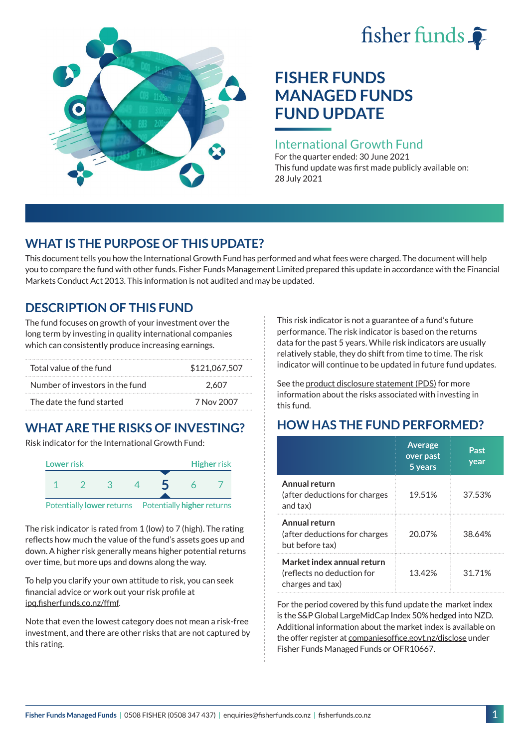# FISHER FUNDS MANAGED FUNDS FUND UPDATE

## International Growth Fund

For the quarter ended: 30 June 2021

This fund update was first made publicly available on: 28 July 2021

## WHAT IS THE PURPOSE OF THIS UPDATE?

This document tells you how the International Growth Fund has performed and what fees were charged. The document will help you to compare the fund with other funds. Fisher Funds Management Limited prepared this update in accordance with the Financial Markets Conduct Act 2013. This information is not audited and may be updated.

## DESCRIPTION OF THIS FUND

The fund focuses on growth of your investment over the long term by investing in quality international companies which can consistently produce increasing earnings.

| | |
|---|---|
| Total value of the fund | $121,067,507 |
| Number of investors in the fund | 2,607 |
| The date the fund started | 7 Nov 2007 |

## WHAT ARE THE RISKS OF INVESTING?

Risk indicator for the International Growth Fund:

| Lower risk | | | | | | Higher risk |
|---|---|---|---|---|---|---|
| 1 | 2 | 3 | 4 | **5** | 6 | 7 |

Potentially **lower** returns — Potentially **higher** returns

The risk indicator is rated from 1 (low) to 7 (high). The rating reflects how much the value of the fund's assets goes up and down. A higher risk generally means higher potential returns over time, but more ups and downs along the way.

To help you clarify your own attitude to risk, you can seek financial advice or work out your risk profile at ipq.fisherfunds.co.nz/ffmf.

Note that even the lowest category does not mean a risk-free investment, and there are other risks that are not captured by this rating.

This risk indicator is not a guarantee of a fund's future performance. The risk indicator is based on the returns data for the past 5 years. While risk indicators are usually relatively stable, they do shift from time to time. The risk indicator will continue to be updated in future fund updates.

See the product disclosure statement (PDS) for more information about the risks associated with investing in this fund.

## HOW HAS THE FUND PERFORMED?

| | Average over past 5 years | Past year |
|---|---|---|
| **Annual return** (after deductions for charges and tax) | 19.51% | 37.53% |
| **Annual return** (after deductions for charges but before tax) | 20.07% | 38.64% |
| **Market index annual return** (reflects no deduction for charges and tax) | 13.42% | 31.71% |

For the period covered by this fund update the market index is the S&P Global LargeMidCap Index 50% hedged into NZD. Additional information about the market index is available on the offer register at companiesoffice.govt.nz/disclose under Fisher Funds Managed Funds or OFR10667.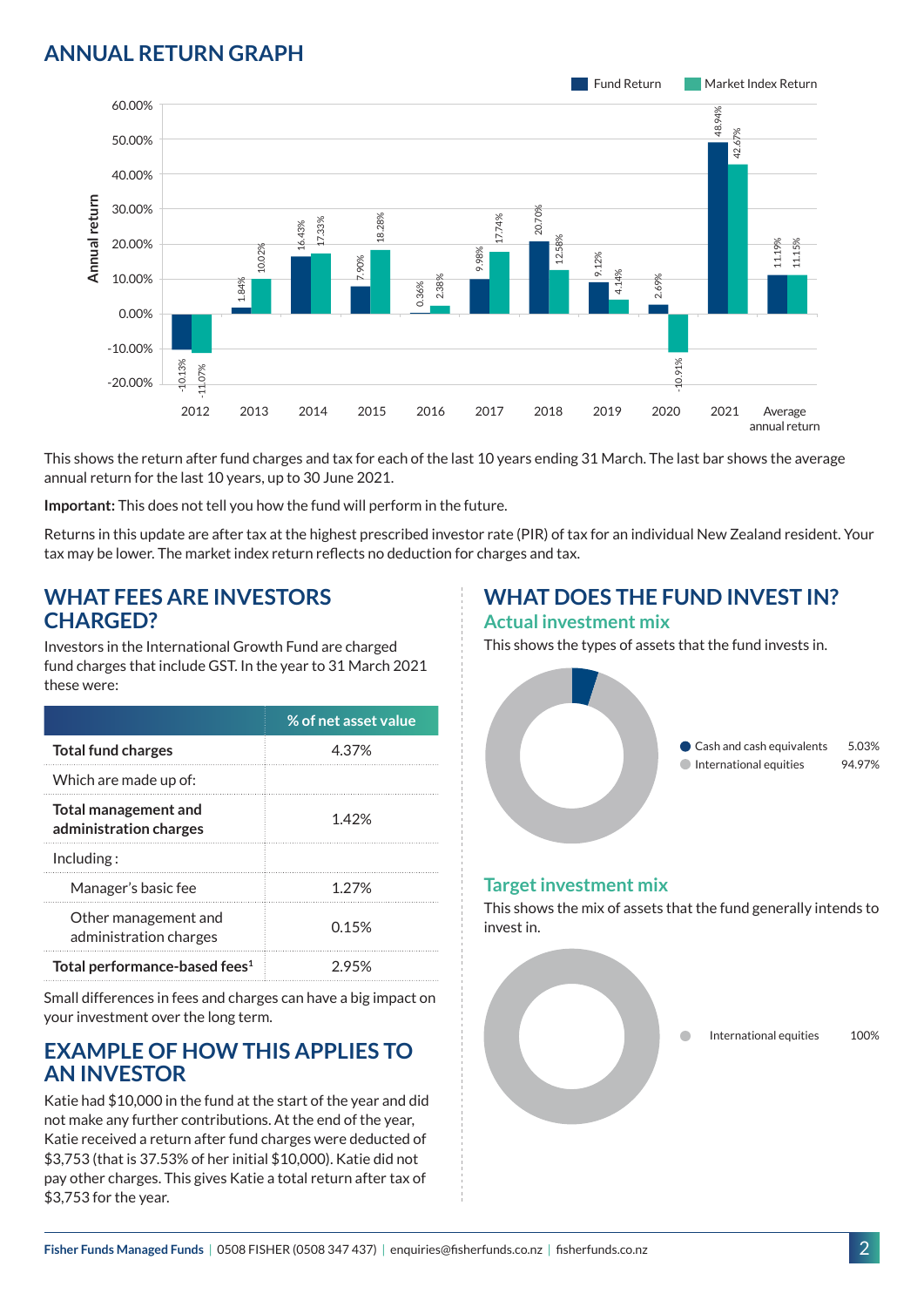## ANNUAL RETURN GRAPH

| Year | Fund Return | Market Index Return |
|---|---|---|
| 2012 | -10.13% | -11.07% |
| 2013 | 1.84% | 10.02% |
| 2014 | 16.43% | 17.33% |
| 2015 | 7.90% | 18.28% |
| 2016 | 0.36% | 2.38% |
| 2017 | 9.98% | 17.74% |
| 2018 | 20.70% | 12.58% |
| 2019 | 9.12% | 4.14% |
| 2020 | 2.69% | -10.91% |
| 2021 | 48.94% | 42.67% |
| Average annual return | 11.19% | 11.15% |

This shows the return after fund charges and tax for each of the last 10 years ending 31 March. The last bar shows the average annual return for the last 10 years, up to 30 June 2021.

**Important:** This does not tell you how the fund will perform in the future.

Returns in this update are after tax at the highest prescribed investor rate (PIR) of tax for an individual New Zealand resident. Your tax may be lower. The market index return reflects no deduction for charges and tax.

## WHAT FEES ARE INVESTORS CHARGED?

Investors in the International Growth Fund are charged fund charges that include GST. In the year to 31 March 2021 these were:

| | % of net asset value |
|---|---|
| **Total fund charges** | 4.37% |
| Which are made up of: | |
| **Total management and administration charges** | 1.42% |
| Including : | |
| Manager's basic fee | 1.27% |
| Other management and administration charges | 0.15% |
| **Total performance-based fees[1]** | 2.95% |

Small differences in fees and charges can have a big impact on your investment over the long term.

## EXAMPLE OF HOW THIS APPLIES TO AN INVESTOR

Katie had $10,000 in the fund at the start of the year and did not make any further contributions. At the end of the year, Katie received a return after fund charges were deducted of $3,753 (that is 37.53% of her initial $10,000). Katie did not pay other charges. This gives Katie a total return after tax of $3,753 for the year.

## WHAT DOES THE FUND INVEST IN?

### Actual investment mix

This shows the types of assets that the fund invests in.

| Asset | % |
|---|---|
| Cash and cash equivalents | 5.03% |
| International equities | 94.97% |

### Target investment mix

This shows the mix of assets that the fund generally intends to invest in.

| Asset | % |
|---|---|
| International equities | 100% |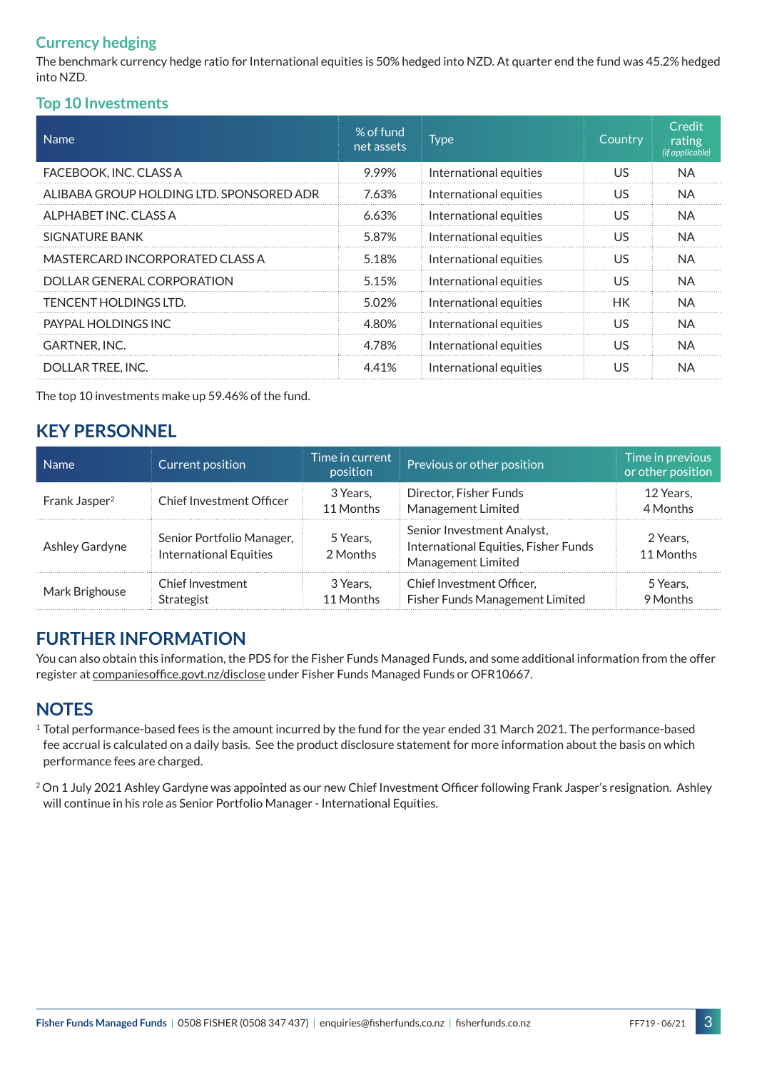## Currency hedging

The benchmark currency hedge ratio for International equities is 50% hedged into NZD. At quarter end the fund was 45.2% hedged into NZD.

## Top 10 Investments

| Name | % of fund net assets | Type | Country | Credit rating *(if applicable)* |
|---|---|---|---|---|
| FACEBOOK, INC. CLASS A | 9.99% | International equities | US | NA |
| ALIBABA GROUP HOLDING LTD. SPONSORED ADR | 7.63% | International equities | US | NA |
| ALPHABET INC. CLASS A | 6.63% | International equities | US | NA |
| SIGNATURE BANK | 5.87% | International equities | US | NA |
| MASTERCARD INCORPORATED CLASS A | 5.18% | International equities | US | NA |
| DOLLAR GENERAL CORPORATION | 5.15% | International equities | US | NA |
| TENCENT HOLDINGS LTD. | 5.02% | International equities | HK | NA |
| PAYPAL HOLDINGS INC | 4.80% | International equities | US | NA |
| GARTNER, INC. | 4.78% | International equities | US | NA |
| DOLLAR TREE, INC. | 4.41% | International equities | US | NA |

The top 10 investments make up 59.46% of the fund.

## KEY PERSONNEL

| Name | Current position | Time in current position | Previous or other position | Time in previous or other position |
|---|---|---|---|---|
| Frank Jasper[2] | Chief Investment Officer | 3 Years, 11 Months | Director, Fisher Funds Management Limited | 12 Years, 4 Months |
| Ashley Gardyne | Senior Portfolio Manager, International Equities | 5 Years, 2 Months | Senior Investment Analyst, International Equities, Fisher Funds Management Limited | 2 Years, 11 Months |
| Mark Brighouse | Chief Investment Strategist | 3 Years, 11 Months | Chief Investment Officer, Fisher Funds Management Limited | 5 Years, 9 Months |

## FURTHER INFORMATION

You can also obtain this information, the PDS for the Fisher Funds Managed Funds, and some additional information from the offer register at companiesoffice.govt.nz/disclose under Fisher Funds Managed Funds or OFR10667.

## NOTES

[1] Total performance-based fees is the amount incurred by the fund for the year ended 31 March 2021. The performance-based fee accrual is calculated on a daily basis. See the product disclosure statement for more information about the basis on which performance fees are charged.

[2] On 1 July 2021 Ashley Gardyne was appointed as our new Chief Investment Officer following Frank Jasper's resignation. Ashley will continue in his role as Senior Portfolio Manager - International Equities.

**Fisher Funds Managed Funds** | 0508 FISHER (0508 347 437) | enquiries@fisherfunds.co.nz | fisherfunds.co.nz FF719 - 06/21